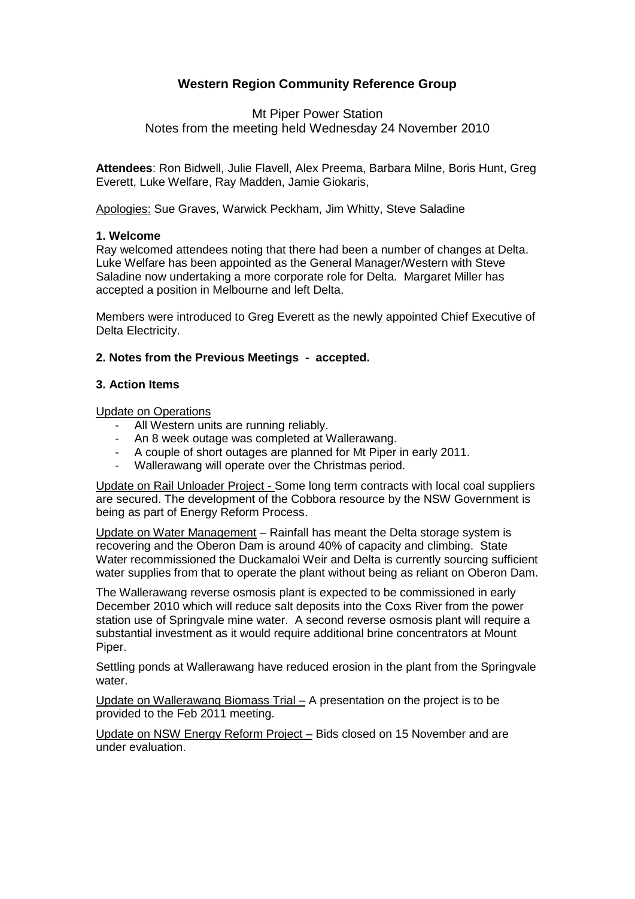# Western Region Community Reference Group

Mt Piper Power Station
Notes from the meeting held Wednesday 24 November 2010

**Attendees**: Ron Bidwell, Julie Flavell, Alex Preema, Barbara Milne, Boris Hunt, Greg Everett, Luke Welfare, Ray Madden, Jamie Giokaris,

Apologies: Sue Graves, Warwick Peckham, Jim Whitty, Steve Saladine

### 1. Welcome

Ray welcomed attendees noting that there had been a number of changes at Delta. Luke Welfare has been appointed as the General Manager/Western with Steve Saladine now undertaking a more corporate role for Delta. Margaret Miller has accepted a position in Melbourne and left Delta.

Members were introduced to Greg Everett as the newly appointed Chief Executive of Delta Electricity.

### 2. Notes from the Previous Meetings - accepted.

### 3. Action Items

Update on Operations

- All Western units are running reliably.
- An 8 week outage was completed at Wallerawang.
- A couple of short outages are planned for Mt Piper in early 2011.
- Wallerawang will operate over the Christmas period.

Update on Rail Unloader Project - Some long term contracts with local coal suppliers are secured. The development of the Cobbora resource by the NSW Government is being as part of Energy Reform Process.

Update on Water Management – Rainfall has meant the Delta storage system is recovering and the Oberon Dam is around 40% of capacity and climbing. State Water recommissioned the Duckamaloi Weir and Delta is currently sourcing sufficient water supplies from that to operate the plant without being as reliant on Oberon Dam.

The Wallerawang reverse osmosis plant is expected to be commissioned in early December 2010 which will reduce salt deposits into the Coxs River from the power station use of Springvale mine water. A second reverse osmosis plant will require a substantial investment as it would require additional brine concentrators at Mount Piper.

Settling ponds at Wallerawang have reduced erosion in the plant from the Springvale water.

Update on Wallerawang Biomass Trial – A presentation on the project is to be provided to the Feb 2011 meeting.

Update on NSW Energy Reform Project – Bids closed on 15 November and are under evaluation.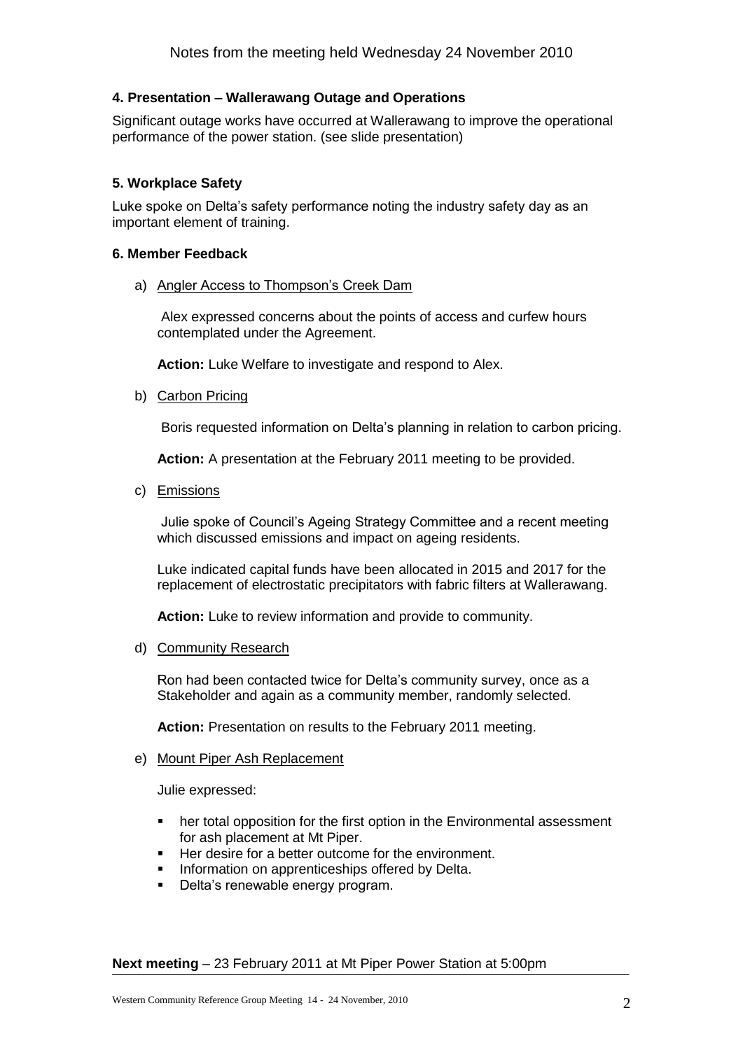Notes from the meeting held Wednesday 24 November 2010

### 4. Presentation – Wallerawang Outage and Operations

Significant outage works have occurred at Wallerawang to improve the operational performance of the power station. (see slide presentation)

### 5. Workplace Safety

Luke spoke on Delta's safety performance noting the industry safety day as an important element of training.

### 6. Member Feedback

a) Angler Access to Thompson's Creek Dam

Alex expressed concerns about the points of access and curfew hours contemplated under the Agreement.

**Action:** Luke Welfare to investigate and respond to Alex.

b) Carbon Pricing

Boris requested information on Delta's planning in relation to carbon pricing.

**Action:** A presentation at the February 2011 meeting to be provided.

c) Emissions

Julie spoke of Council's Ageing Strategy Committee and a recent meeting which discussed emissions and impact on ageing residents.

Luke indicated capital funds have been allocated in 2015 and 2017 for the replacement of electrostatic precipitators with fabric filters at Wallerawang.

**Action:** Luke to review information and provide to community.

d) Community Research

Ron had been contacted twice for Delta's community survey, once as a Stakeholder and again as a community member, randomly selected.

**Action:** Presentation on results to the February 2011 meeting.

e) Mount Piper Ash Replacement

Julie expressed:

- her total opposition for the first option in the Environmental assessment for ash placement at Mt Piper.
- Her desire for a better outcome for the environment.
- Information on apprenticeships offered by Delta.
- Delta's renewable energy program.

**Next meeting** – 23 February 2011 at Mt Piper Power Station at 5:00pm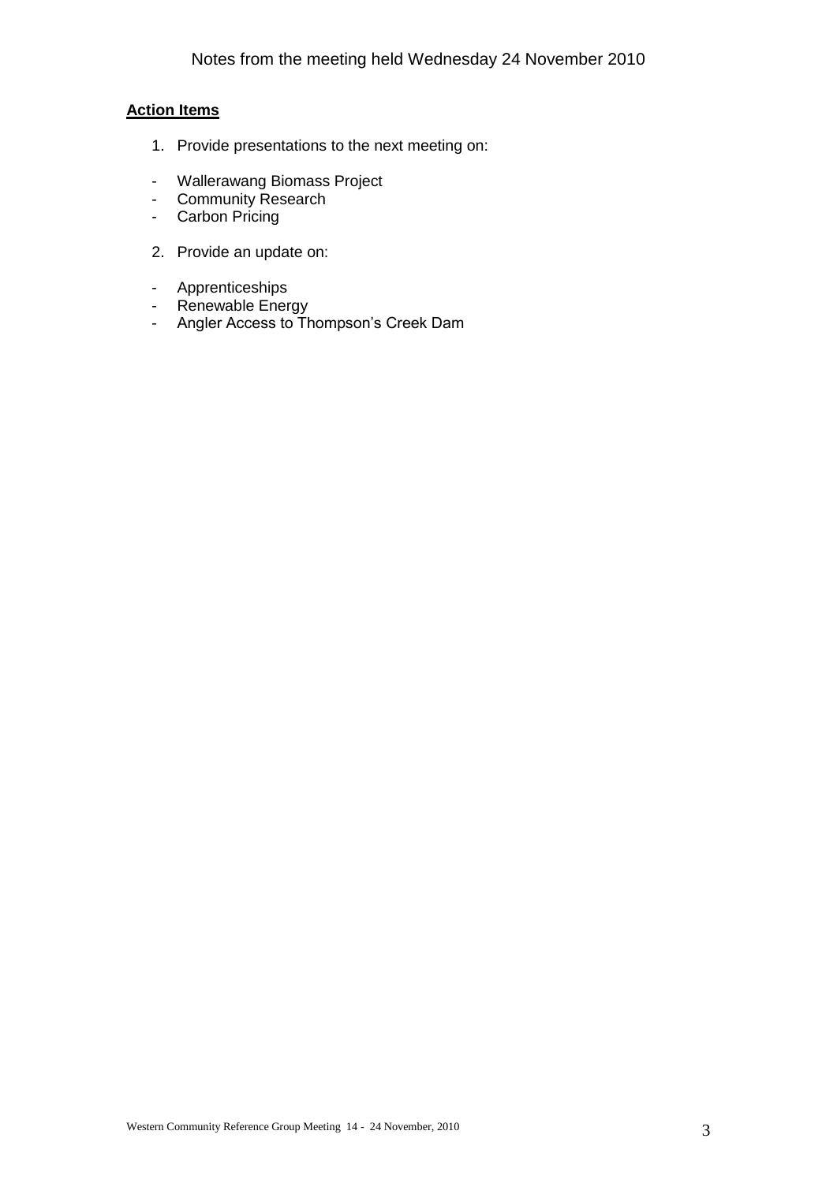Notes from the meeting held Wednesday 24 November 2010

**Action Items**

1. Provide presentations to the next meeting on:

- Wallerawang Biomass Project
- Community Research
- Carbon Pricing

2. Provide an update on:

- Apprenticeships
- Renewable Energy
- Angler Access to Thompson's Creek Dam